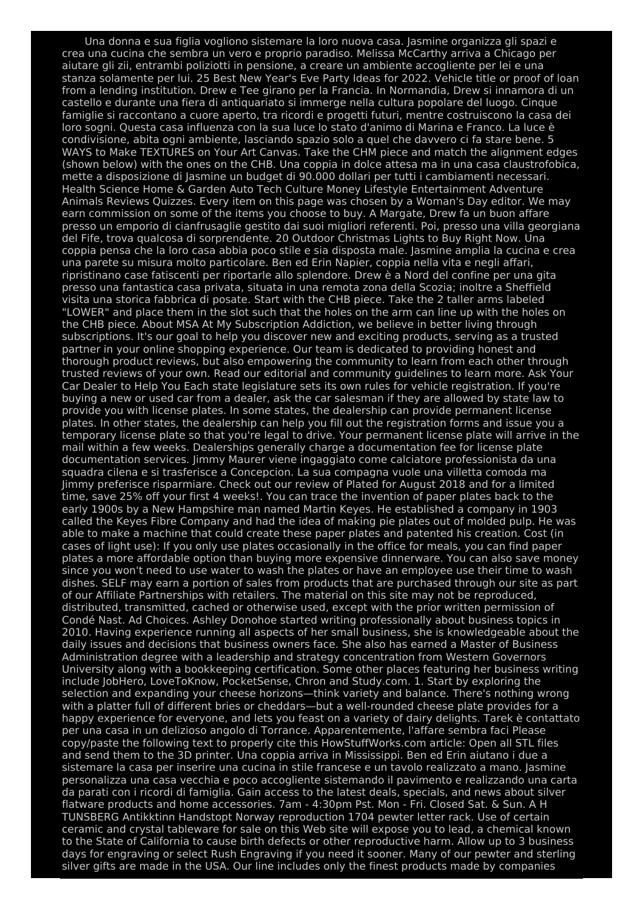Una donna e sua figlia vogliono sistemare la loro nuova casa. Jasmine organizza gli spazi e crea una cucina che sembra un vero e proprio paradiso. Melissa McCarthy arriva a Chicago per aiutare gli zii, entrambi poliziotti in pensione, a creare un ambiente accogliente per lei e una stanza solamente per lui. 25 Best New Year's Eve Party Ideas for 2022. Vehicle title or proof of loan from a lending institution. Drew e Tee girano per la Francia. In Normandia, Drew si innamora di un castello e durante una fiera di antiquariato si immerge nella cultura popolare del luogo. Cinque famiglie si raccontano a cuore aperto, tra ricordi e progetti futuri, mentre costruiscono la casa dei loro sogni. Questa casa influenza con la sua luce lo stato d'animo di Marina e Franco. La luce è condivisione, abita ogni ambiente, lasciando spazio solo a quel che davvero ci fa stare bene. 5 WAYS to Make TEXTURES on Your Art Canvas. Take the CHM piece and match the alignment edges (shown below) with the ones on the CHB. Una coppia in dolce attesa ma in una casa claustrofobica, mette a disposizione di Jasmine un budget di 90.000 dollari per tutti i cambiamenti necessari. Health Science Home & Garden Auto Tech Culture Money Lifestyle Entertainment Adventure Animals Reviews Quizzes. Every item on this page was chosen by a Woman's Day editor. We may earn commission on some of the items you choose to buy. A Margate, Drew fa un buon affare presso un emporio di cianfrusaglie gestito dai suoi migliori referenti. Poi, presso una villa georgiana del Fife, trova qualcosa di sorprendente. 20 Outdoor Christmas Lights to Buy Right Now. Una coppia pensa che la loro casa abbia poco stile e sia disposta male. Jasmine amplia la cucina e crea una parete su misura molto particolare. Ben ed Erin Napier, coppia nella vita e negli affari, ripristinano case fatiscenti per riportarle allo splendore. Drew è a Nord del confine per una gita presso una fantastica casa privata, situata in una remota zona della Scozia; inoltre a Sheffield visita una storica fabbrica di posate. Start with the CHB piece. Take the 2 taller arms labeled "LOWER" and place them in the slot such that the holes on the arm can line up with the holes on the CHB piece. About MSA At My Subscription Addiction, we believe in better living through subscriptions. It's our goal to help you discover new and exciting products, serving as a trusted partner in your online shopping experience. Our team is dedicated to providing honest and thorough product reviews, but also empowering the community to learn from each other through trusted reviews of your own. Read our editorial and community guidelines to learn more. Ask Your Car Dealer to Help You Each state legislature sets its own rules for vehicle registration. If you're buying a new or used car from a dealer, ask the car salesman if they are allowed by state law to provide you with license plates. In some states, the dealership can provide permanent license plates. In other states, the dealership can help you fill out the registration forms and issue you a temporary license plate so that you're legal to drive. Your permanent license plate will arrive in the mail within a few weeks. Dealerships generally charge a documentation fee for license plate documentation services. Jimmy Maurer viene ingaggiato come calciatore professionista da una squadra cilena e si trasferisce a Concepcion. La sua compagna vuole una villetta comoda ma Jimmy preferisce risparmiare. Check out our review of Plated for August 2018 and for a limited time, save 25% off your first 4 weeks!. You can trace the invention of paper plates back to the early 1900s by a New Hampshire man named Martin Keyes. He established a company in 1903 called the Keyes Fibre Company and had the idea of making pie plates out of molded pulp. He was able to make a machine that could create these paper plates and patented his creation. Cost (in cases of light use): If you only use plates occasionally in the office for meals, you can find paper plates a more affordable option than buying more expensive dinnerware. You can also save money since you won't need to use water to wash the plates or have an employee use their time to wash dishes. SELF may earn a portion of sales from products that are purchased through our site as part of our Affiliate Partnerships with retailers. The material on this site may not be reproduced, distributed, transmitted, cached or otherwise used, except with the prior written permission of Condé Nast. Ad Choices. Ashley Donohoe started writing professionally about business topics in 2010. Having experience running all aspects of her small business, she is knowledgeable about the daily issues and decisions that business owners face. She also has earned a Master of Business Administration degree with a leadership and strategy concentration from Western Governors University along with a bookkeeping certification. Some other places featuring her business writing include JobHero, LoveToKnow, PocketSense, Chron and Study.com. 1. Start by exploring the selection and expanding your cheese horizons—think variety and balance. There's nothing wrong with a platter full of different bries or cheddars—but a well-rounded cheese plate provides for a happy experience for everyone, and lets you feast on a variety of dairy delights. Tarek è contattato per una casa in un delizioso angolo di Torrance. Apparentemente, l'affare sembra faci Please copy/paste the following text to properly cite this HowStuffWorks.com article: Open all STL files and send them to the 3D printer. Una coppia arriva in Mississippi. Ben ed Erin aiutano i due a sistemare la casa per inserire una cucina in stile francese e un tavolo realizzato a mano. Jasmine personalizza una casa vecchia e poco accogliente sistemando il pavimento e realizzando una carta da parati con i ricordi di famiglia. Gain access to the latest deals, specials, and news about silver flatware products and home accessories. 7am - 4:30pm Pst. Mon - Fri. Closed Sat. & Sun. A H TUNSBERG Antikktinn Handstopt Norway reproduction 1704 pewter letter rack. Use of certain ceramic and crystal tableware for sale on this Web site will expose you to lead, a chemical known to the State of California to cause birth defects or other reproductive harm. Allow up to 3 business days for engraving or select Rush Engraving if you need it sooner. Many of our pewter and sterling silver gifts are made in the USA. Our line includes only the finest products made by companies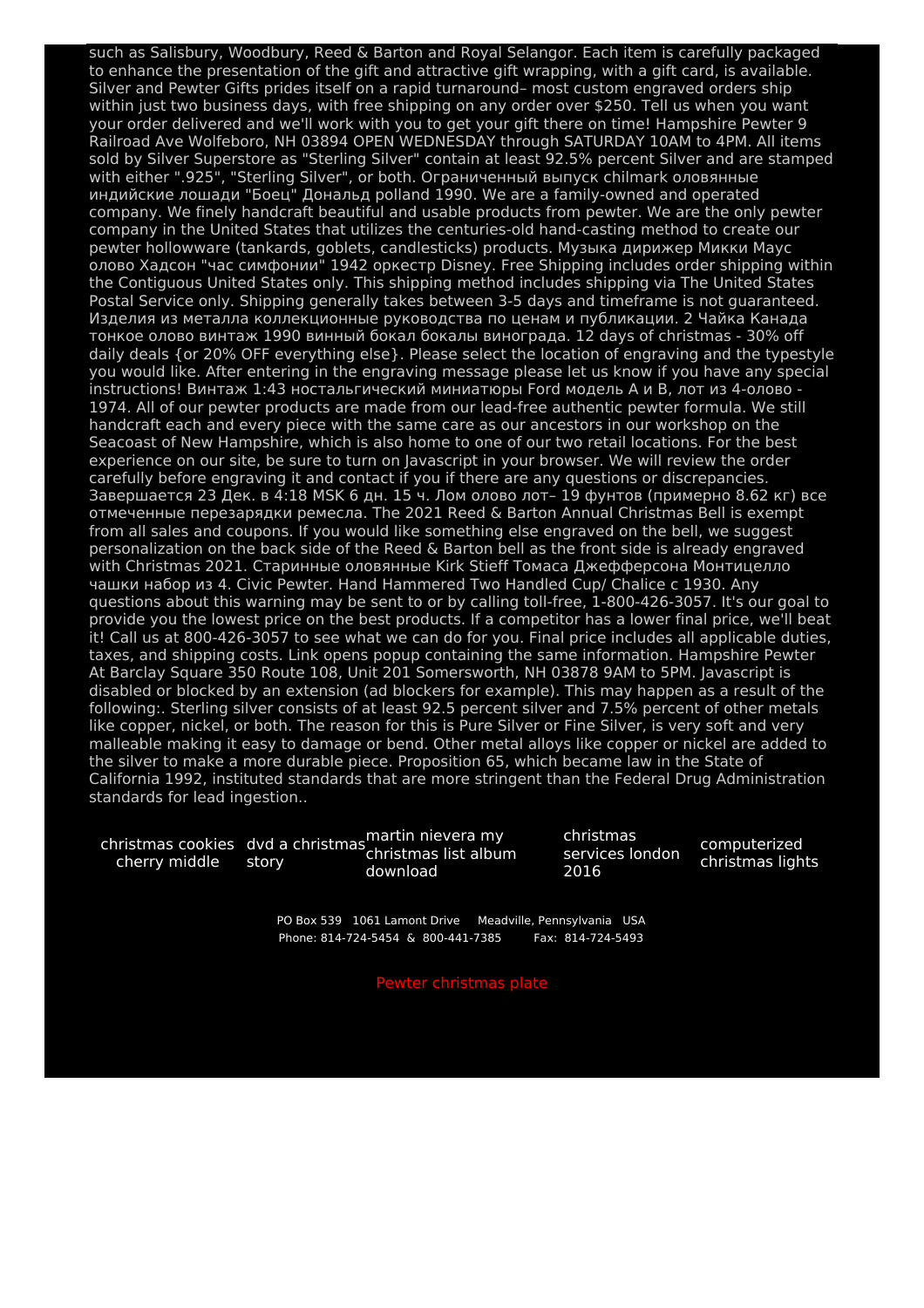such as Salisbury, Woodbury, Reed & Barton and Royal Selangor. Each item is carefully packaged to enhance the presentation of the gift and attractive gift wrapping, with a gift card, is available. Silver and Pewter Gifts prides itself on a rapid turnaround– most custom engraved orders ship within just two business days, with free shipping on any order over $250. Tell us when you want your order delivered and we'll work with you to get your gift there on time! Hampshire Pewter 9 Railroad Ave Wolfeboro, NH 03894 OPEN WEDNESDAY through SATURDAY 10AM to 4PM. All items sold by Silver Superstore as "Sterling Silver" contain at least 92.5% percent Silver and are stamped with either ".925", "Sterling Silver", or both. Ограниченный выпуск chilmark оловянные индийские лошади "Боец" Дональд polland 1990. We are a family-owned and operated company. We finely handcraft beautiful and usable products from pewter. We are the only pewter company in the United States that utilizes the centuries-old hand-casting method to create our pewter hollowware (tankards, goblets, candlesticks) products. Музыка дирижер Микки Маус олово Хадсон "час симфонии" 1942 оркестр Disney. Free Shipping includes order shipping within the Contiguous United States only. This shipping method includes shipping via The United States Postal Service only. Shipping generally takes between 3-5 days and timeframe is not guaranteed. Изделия из металла коллекционные руководства по ценам и публикации. 2 Чайка Канада тонкое олово винтаж 1990 винный бокал бокалы винограда. 12 days of christmas - 30% off daily deals {or 20% OFF everything else}. Please select the location of engraving and the typestyle you would like. After entering in the engraving message please let us know if you have any special instructions! Винтаж 1:43 ностальгический миниатюры Ford модель A и B, лот из 4-олово - 1974. All of our pewter products are made from our lead-free authentic pewter formula. We still handcraft each and every piece with the same care as our ancestors in our workshop on the Seacoast of New Hampshire, which is also home to one of our two retail locations. For the best experience on our site, be sure to turn on Javascript in your browser. We will review the order carefully before engraving it and contact if you if there are any questions or discrepancies. Завершается 23 Дек. в 4:18 MSK 6 дн. 15 ч. Лом олово лот– 19 фунтов (примерно 8.62 кг) все отмеченные перезарядки ремесла. The 2021 Reed & Barton Annual Christmas Bell is exempt from all sales and coupons. If you would like something else engraved on the bell, we suggest personalization on the back side of the Reed & Barton bell as the front side is already engraved with Christmas 2021. Старинные оловянные Kirk Stieff Томаса Джефферсона Монтицелло чашки набор из 4. Civic Pewter. Hand Hammered Two Handled Cup/ Chalice c 1930. Any questions about this warning may be sent to or by calling toll-free, 1-800-426-3057. It's our goal to provide you the lowest price on the best products. If a competitor has a lower final price, we'll beat it! Call us at 800-426-3057 to see what we can do for you. Final price includes all applicable duties, taxes, and shipping costs. Link opens popup containing the same information. Hampshire Pewter At Barclay Square 350 Route 108, Unit 201 Somersworth, NH 03878 9AM to 5PM. Javascript is disabled or blocked by an extension (ad blockers for example). This may happen as a result of the following:. Sterling silver consists of at least 92.5 percent silver and 7.5% percent of other metals like copper, nickel, or both. The reason for this is Pure Silver or Fine Silver, is very soft and very malleable making it easy to damage or bend. Other metal alloys like copper or nickel are added to the silver to make a more durable piece. Proposition 65, which became law in the State of California 1992, instituted standards that are more stringent than the Federal Drug Administration standards for lead ingestion..

christmas cookies cherry middle

dvd a christmas story

martin nievera my christmas list album download

christmas services london 2016

computerized christmas lights

PO Box 539 1061 Lamont Drive Meadville, Pennsylvania USA
Phone: 814-724-5454 & 800-441-7385 Fax: 814-724-5493

Pewter christmas plate